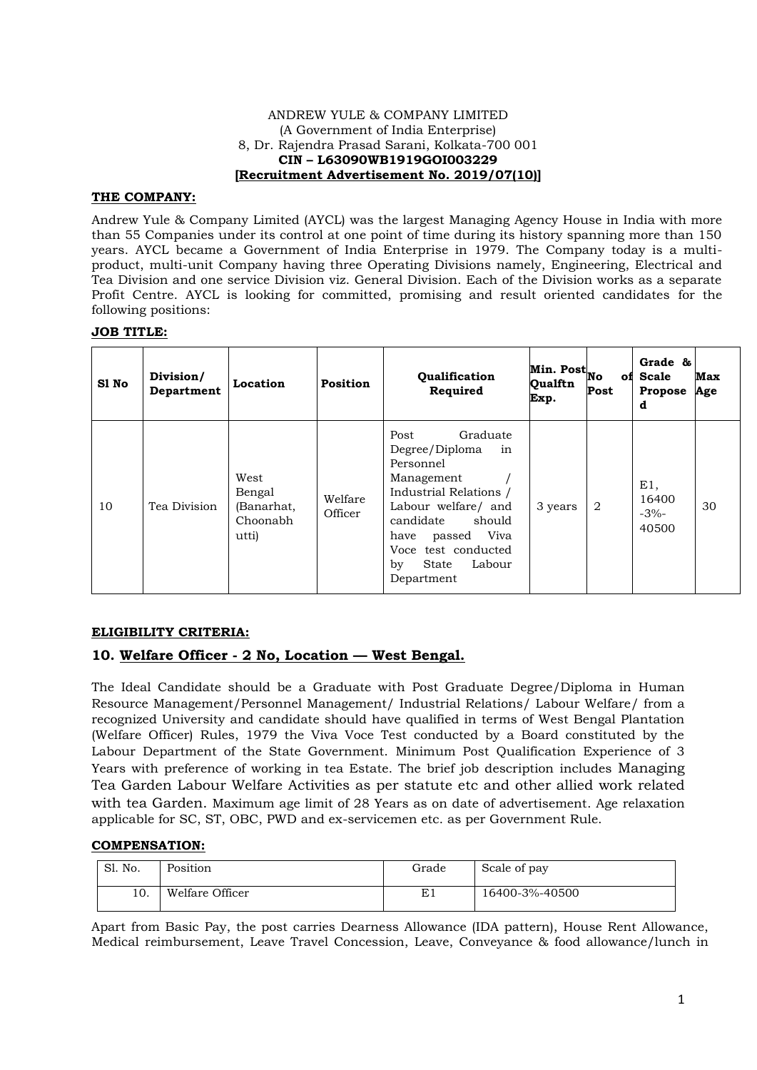ANDREW YULE & COMPANY LIMITED
(A Government of India Enterprise)
8, Dr. Rajendra Prasad Sarani, Kolkata-700 001
**CIN – L63090WB1919GOI003229**
**[Recruitment Advertisement No. 2019/07(10)]**

## THE COMPANY:

Andrew Yule & Company Limited (AYCL) was the largest Managing Agency House in India with more than 55 Companies under its control at one point of time during its history spanning more than 150 years. AYCL became a Government of India Enterprise in 1979. The Company today is a multi-product, multi-unit Company having three Operating Divisions namely, Engineering, Electrical and Tea Division and one service Division viz. General Division. Each of the Division works as a separate Profit Centre. AYCL is looking for committed, promising and result oriented candidates for the following positions:

## JOB TITLE:

| Sl No | Division/ Department | Location | Position | Qualification Required | Min. Post Qualftn Exp. | No of Post | Grade & Scale Proposed | Max Age |
|---|---|---|---|---|---|---|---|---|
| 10 | Tea Division | West Bengal (Banarhat, Choonabhutti) | Welfare Officer | Post Graduate Degree/Diploma in Personnel Management / Industrial Relations / Labour welfare/ and candidate should have passed Viva Voce test conducted by State Labour Department | 3 years | 2 | E1, 16400 -3%- 40500 | 30 |

## ELIGIBILITY CRITERIA:

### 10. Welfare Officer - 2 No, Location — West Bengal.

The Ideal Candidate should be a Graduate with Post Graduate Degree/Diploma in Human Resource Management/Personnel Management/ Industrial Relations/ Labour Welfare/ from a recognized University and candidate should have qualified in terms of West Bengal Plantation (Welfare Officer) Rules, 1979 the Viva Voce Test conducted by a Board constituted by the Labour Department of the State Government. Minimum Post Qualification Experience of 3 Years with preference of working in tea Estate. The brief job description includes Managing Tea Garden Labour Welfare Activities as per statute etc and other allied work related with tea Garden. Maximum age limit of 28 Years as on date of advertisement. Age relaxation applicable for SC, ST, OBC, PWD and ex-servicemen etc. as per Government Rule.

## COMPENSATION:

| Sl. No. | Position | Grade | Scale of pay |
|---|---|---|---|
| 10. | Welfare Officer | E1 | 16400-3%-40500 |

Apart from Basic Pay, the post carries Dearness Allowance (IDA pattern), House Rent Allowance, Medical reimbursement, Leave Travel Concession, Leave, Conveyance & food allowance/lunch in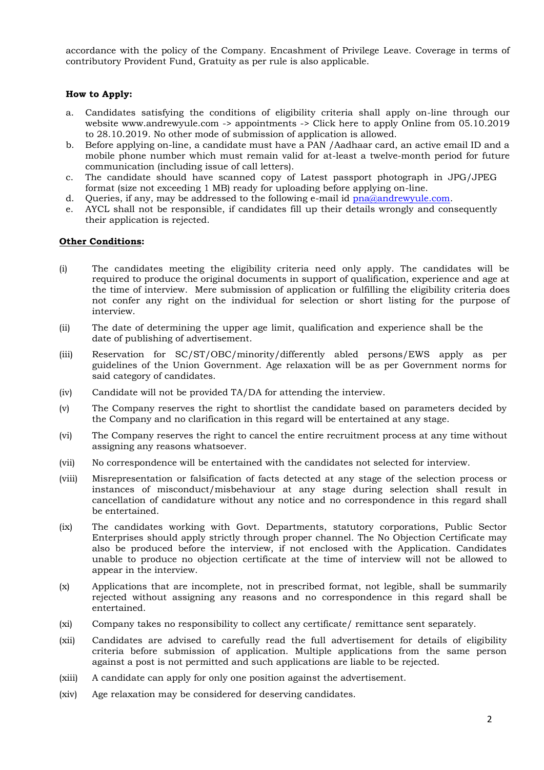accordance with the policy of the Company. Encashment of Privilege Leave. Coverage in terms of contributory Provident Fund, Gratuity as per rule is also applicable.

**How to Apply:**

a. Candidates satisfying the conditions of eligibility criteria shall apply on-line through our website www.andrewyule.com -> appointments -> Click here to apply Online from 05.10.2019 to 28.10.2019. No other mode of submission of application is allowed.

b. Before applying on-line, a candidate must have a PAN /Aadhaar card, an active email ID and a mobile phone number which must remain valid for at-least a twelve-month period for future communication (including issue of call letters).

c. The candidate should have scanned copy of Latest passport photograph in JPG/JPEG format (size not exceeding 1 MB) ready for uploading before applying on-line.

d. Queries, if any, may be addressed to the following e-mail id pna@andrewyule.com.

e. AYCL shall not be responsible, if candidates fill up their details wrongly and consequently their application is rejected.

**Other Conditions:**

(i) The candidates meeting the eligibility criteria need only apply. The candidates will be required to produce the original documents in support of qualification, experience and age at the time of interview. Mere submission of application or fulfilling the eligibility criteria does not confer any right on the individual for selection or short listing for the purpose of interview.

(ii) The date of determining the upper age limit, qualification and experience shall be the date of publishing of advertisement.

(iii) Reservation for SC/ST/OBC/minority/differently abled persons/EWS apply as per guidelines of the Union Government. Age relaxation will be as per Government norms for said category of candidates.

(iv) Candidate will not be provided TA/DA for attending the interview.

(v) The Company reserves the right to shortlist the candidate based on parameters decided by the Company and no clarification in this regard will be entertained at any stage.

(vi) The Company reserves the right to cancel the entire recruitment process at any time without assigning any reasons whatsoever.

(vii) No correspondence will be entertained with the candidates not selected for interview.

(viii) Misrepresentation or falsification of facts detected at any stage of the selection process or instances of misconduct/misbehaviour at any stage during selection shall result in cancellation of candidature without any notice and no correspondence in this regard shall be entertained.

(ix) The candidates working with Govt. Departments, statutory corporations, Public Sector Enterprises should apply strictly through proper channel. The No Objection Certificate may also be produced before the interview, if not enclosed with the Application. Candidates unable to produce no objection certificate at the time of interview will not be allowed to appear in the interview.

(x) Applications that are incomplete, not in prescribed format, not legible, shall be summarily rejected without assigning any reasons and no correspondence in this regard shall be entertained.

(xi) Company takes no responsibility to collect any certificate/ remittance sent separately.

(xii) Candidates are advised to carefully read the full advertisement for details of eligibility criteria before submission of application. Multiple applications from the same person against a post is not permitted and such applications are liable to be rejected.

(xiii) A candidate can apply for only one position against the advertisement.

(xiv) Age relaxation may be considered for deserving candidates.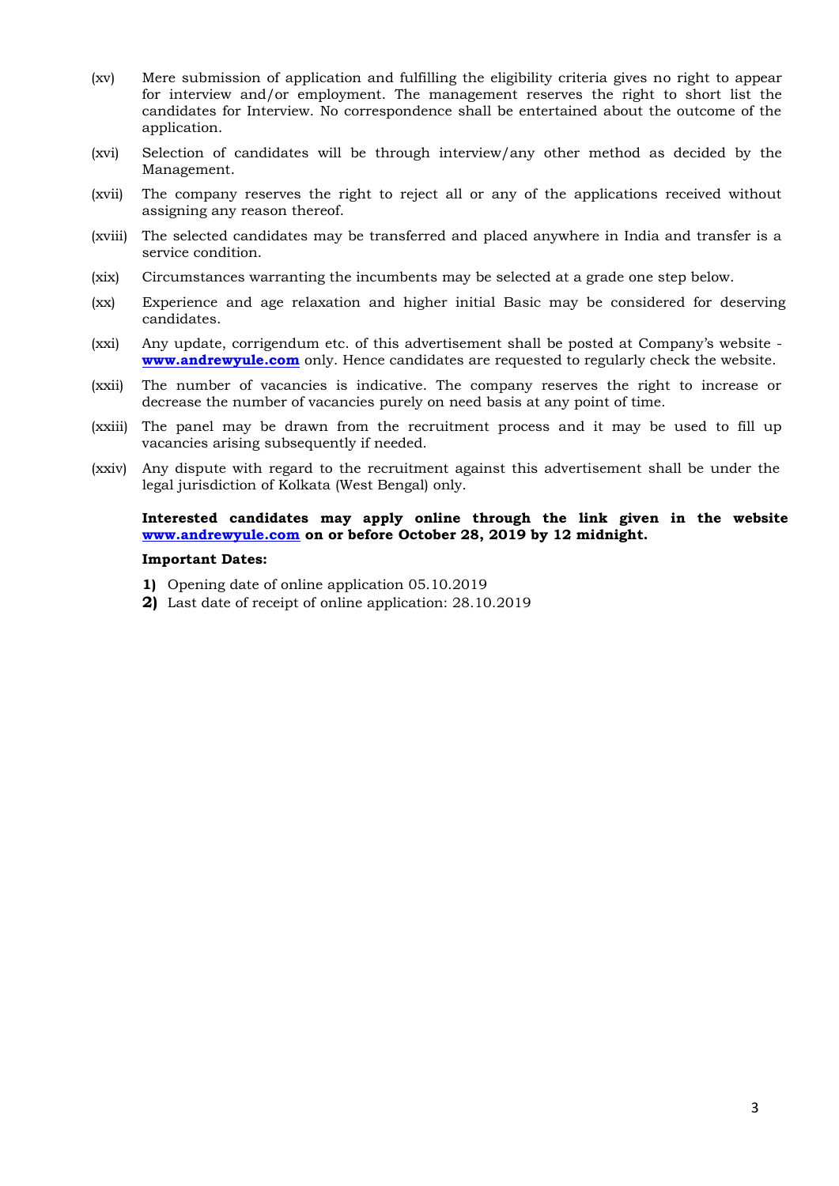(xv) Mere submission of application and fulfilling the eligibility criteria gives no right to appear for interview and/or employment. The management reserves the right to short list the candidates for Interview. No correspondence shall be entertained about the outcome of the application.

(xvi) Selection of candidates will be through interview/any other method as decided by the Management.

(xvii) The company reserves the right to reject all or any of the applications received without assigning any reason thereof.

(xviii) The selected candidates may be transferred and placed anywhere in India and transfer is a service condition.

(xix) Circumstances warranting the incumbents may be selected at a grade one step below.

(xx) Experience and age relaxation and higher initial Basic may be considered for deserving candidates.

(xxi) Any update, corrigendum etc. of this advertisement shall be posted at Company's website - **www.andrewyule.com** only. Hence candidates are requested to regularly check the website.

(xxii) The number of vacancies is indicative. The company reserves the right to increase or decrease the number of vacancies purely on need basis at any point of time.

(xxiii) The panel may be drawn from the recruitment process and it may be used to fill up vacancies arising subsequently if needed.

(xxiv) Any dispute with regard to the recruitment against this advertisement shall be under the legal jurisdiction of Kolkata (West Bengal) only.

**Interested candidates may apply online through the link given in the website www.andrewyule.com on or before October 28, 2019 by 12 midnight.**

**Important Dates:**

1) Opening date of online application 05.10.2019
2) Last date of receipt of online application: 28.10.2019